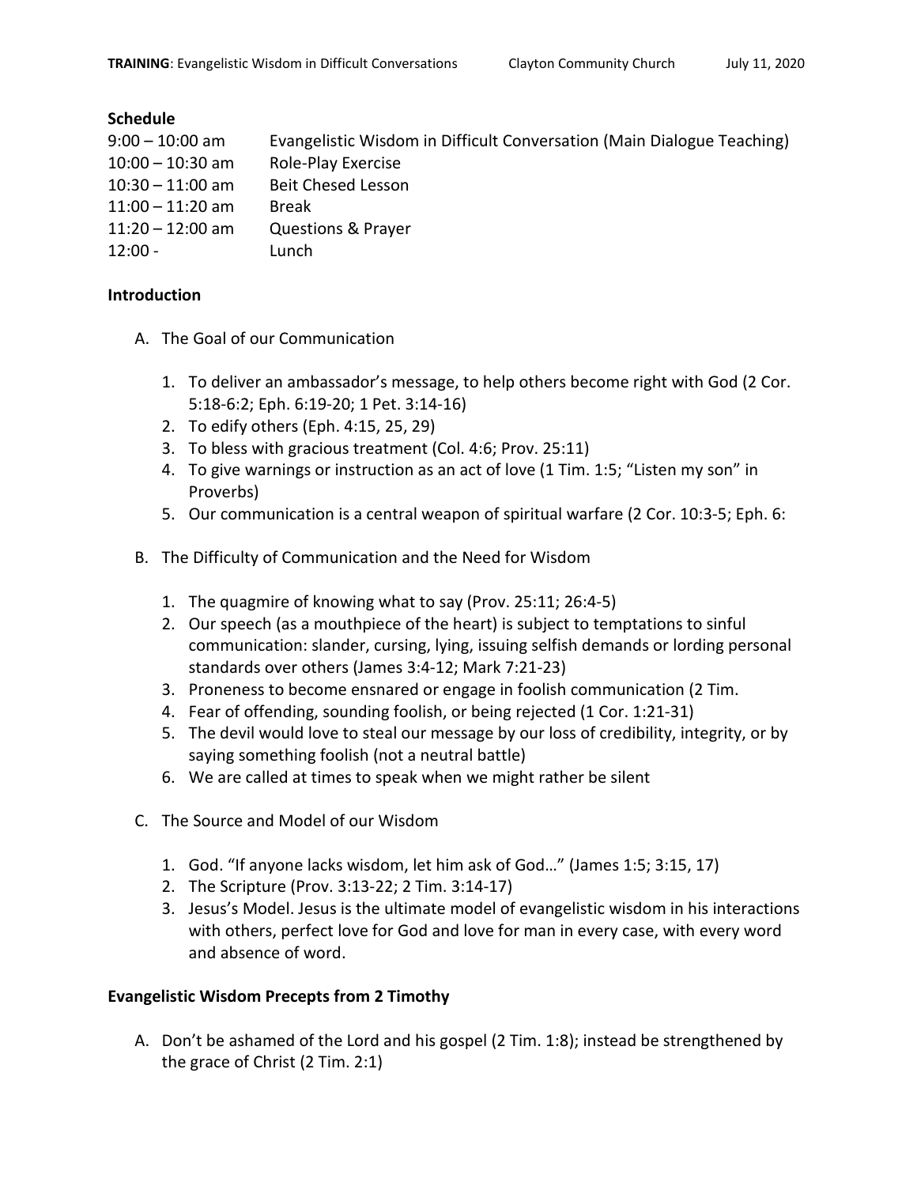**Schedule**

| | |
|---|---|
| 9:00 – 10:00 am | Evangelistic Wisdom in Difficult Conversation (Main Dialogue Teaching) |
| 10:00 – 10:30 am | Role-Play Exercise |
| 10:30 – 11:00 am | Beit Chesed Lesson |
| 11:00 – 11:20 am | Break |
| 11:20 – 12:00 am | Questions & Prayer |
| 12:00 - | Lunch |

**Introduction**

A. The Goal of our Communication

1. To deliver an ambassador's message, to help others become right with God (2 Cor. 5:18-6:2; Eph. 6:19-20; 1 Pet. 3:14-16)
2. To edify others (Eph. 4:15, 25, 29)
3. To bless with gracious treatment (Col. 4:6; Prov. 25:11)
4. To give warnings or instruction as an act of love (1 Tim. 1:5; "Listen my son" in Proverbs)
5. Our communication is a central weapon of spiritual warfare (2 Cor. 10:3-5; Eph. 6:

B. The Difficulty of Communication and the Need for Wisdom

1. The quagmire of knowing what to say (Prov. 25:11; 26:4-5)
2. Our speech (as a mouthpiece of the heart) is subject to temptations to sinful communication: slander, cursing, lying, issuing selfish demands or lording personal standards over others (James 3:4-12; Mark 7:21-23)
3. Proneness to become ensnared or engage in foolish communication (2 Tim.
4. Fear of offending, sounding foolish, or being rejected (1 Cor. 1:21-31)
5. The devil would love to steal our message by our loss of credibility, integrity, or by saying something foolish (not a neutral battle)
6. We are called at times to speak when we might rather be silent

C. The Source and Model of our Wisdom

1. God. "If anyone lacks wisdom, let him ask of God…" (James 1:5; 3:15, 17)
2. The Scripture (Prov. 3:13-22; 2 Tim. 3:14-17)
3. Jesus's Model. Jesus is the ultimate model of evangelistic wisdom in his interactions with others, perfect love for God and love for man in every case, with every word and absence of word.

**Evangelistic Wisdom Precepts from 2 Timothy**

A. Don't be ashamed of the Lord and his gospel (2 Tim. 1:8); instead be strengthened by the grace of Christ (2 Tim. 2:1)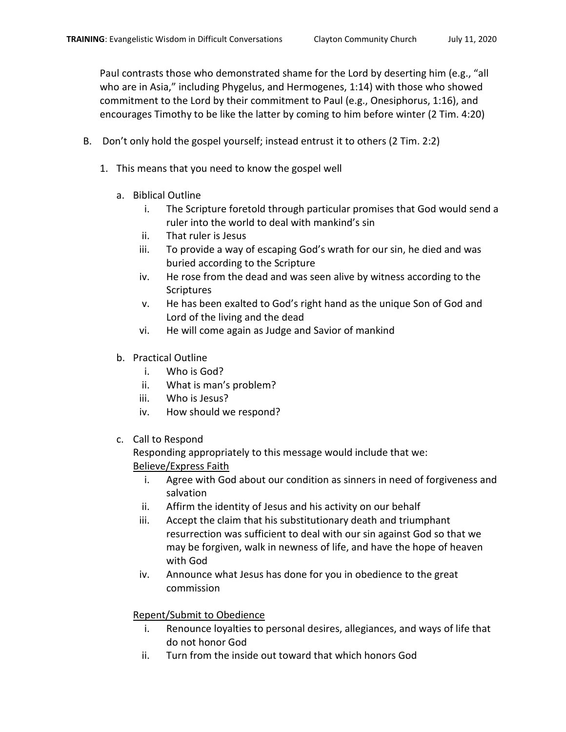Paul contrasts those who demonstrated shame for the Lord by deserting him (e.g., "all who are in Asia," including Phygelus, and Hermogenes, 1:14) with those who showed commitment to the Lord by their commitment to Paul (e.g., Onesiphorus, 1:16), and encourages Timothy to be like the latter by coming to him before winter (2 Tim. 4:20)

B. Don't only hold the gospel yourself; instead entrust it to others (2 Tim. 2:2)

1. This means that you need to know the gospel well

a. Biblical Outline

i. The Scripture foretold through particular promises that God would send a ruler into the world to deal with mankind's sin
ii. That ruler is Jesus
iii. To provide a way of escaping God's wrath for our sin, he died and was buried according to the Scripture
iv. He rose from the dead and was seen alive by witness according to the Scriptures
v. He has been exalted to God's right hand as the unique Son of God and Lord of the living and the dead
vi. He will come again as Judge and Savior of mankind

b. Practical Outline

i. Who is God?
ii. What is man's problem?
iii. Who is Jesus?
iv. How should we respond?

c. Call to Respond

Responding appropriately to this message would include that we:

<u>Believe/Express Faith</u>

i. Agree with God about our condition as sinners in need of forgiveness and salvation
ii. Affirm the identity of Jesus and his activity on our behalf
iii. Accept the claim that his substitutionary death and triumphant resurrection was sufficient to deal with our sin against God so that we may be forgiven, walk in newness of life, and have the hope of heaven with God
iv. Announce what Jesus has done for you in obedience to the great commission

<u>Repent/Submit to Obedience</u>

i. Renounce loyalties to personal desires, allegiances, and ways of life that do not honor God
ii. Turn from the inside out toward that which honors God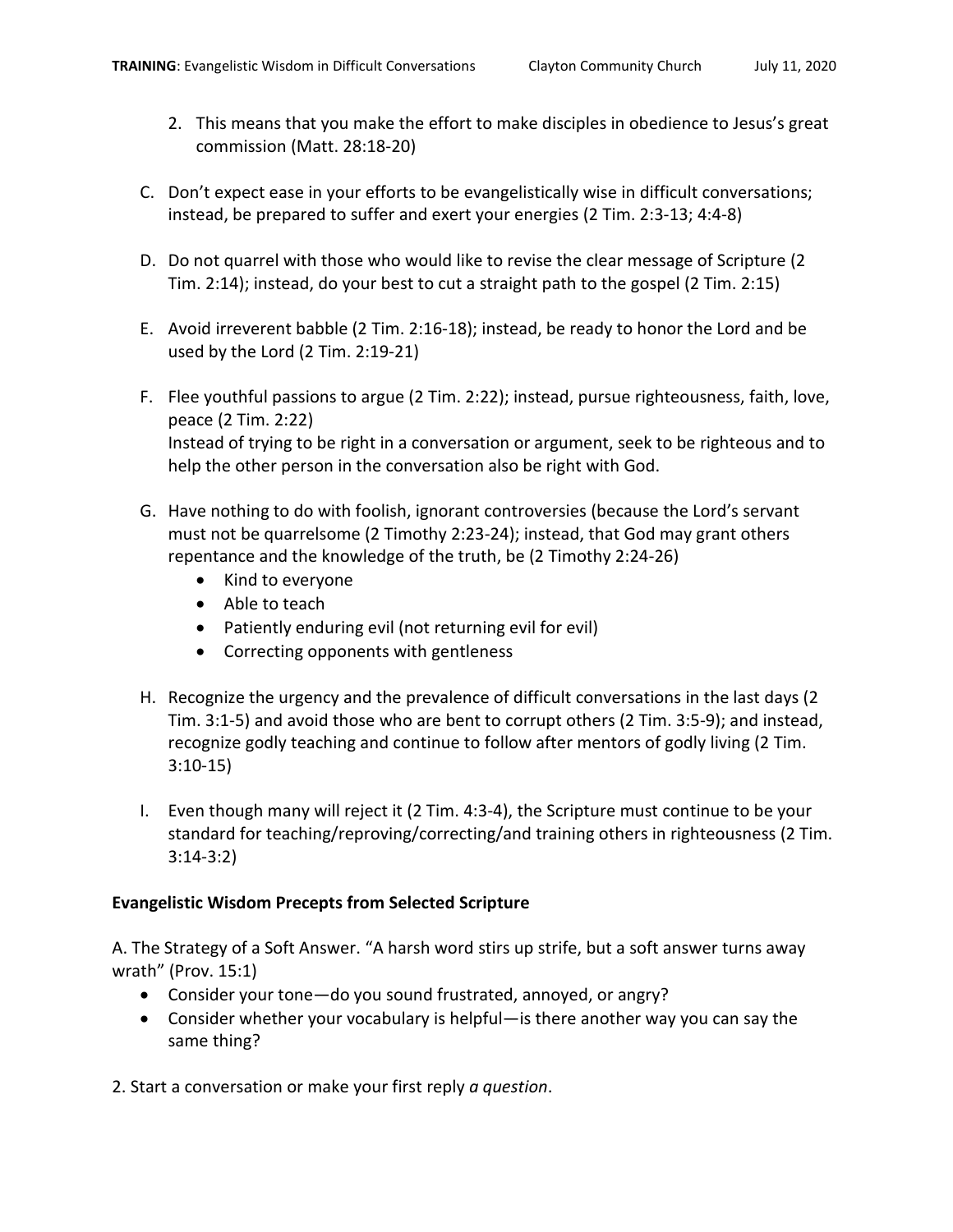2. This means that you make the effort to make disciples in obedience to Jesus's great commission (Matt. 28:18-20)

C. Don't expect ease in your efforts to be evangelistically wise in difficult conversations; instead, be prepared to suffer and exert your energies (2 Tim. 2:3-13; 4:4-8)

D. Do not quarrel with those who would like to revise the clear message of Scripture (2 Tim. 2:14); instead, do your best to cut a straight path to the gospel (2 Tim. 2:15)

E. Avoid irreverent babble (2 Tim. 2:16-18); instead, be ready to honor the Lord and be used by the Lord (2 Tim. 2:19-21)

F. Flee youthful passions to argue (2 Tim. 2:22); instead, pursue righteousness, faith, love, peace (2 Tim. 2:22)
Instead of trying to be right in a conversation or argument, seek to be righteous and to help the other person in the conversation also be right with God.

G. Have nothing to do with foolish, ignorant controversies (because the Lord's servant must not be quarrelsome (2 Timothy 2:23-24); instead, that God may grant others repentance and the knowledge of the truth, be (2 Timothy 2:24-26)
- Kind to everyone
- Able to teach
- Patiently enduring evil (not returning evil for evil)
- Correcting opponents with gentleness

H. Recognize the urgency and the prevalence of difficult conversations in the last days (2 Tim. 3:1-5) and avoid those who are bent to corrupt others (2 Tim. 3:5-9); and instead, recognize godly teaching and continue to follow after mentors of godly living (2 Tim. 3:10-15)

I. Even though many will reject it (2 Tim. 4:3-4), the Scripture must continue to be your standard for teaching/reproving/correcting/and training others in righteousness (2 Tim. 3:14-3:2)

**Evangelistic Wisdom Precepts from Selected Scripture**

A. The Strategy of a Soft Answer. "A harsh word stirs up strife, but a soft answer turns away wrath" (Prov. 15:1)
- Consider your tone—do you sound frustrated, annoyed, or angry?
- Consider whether your vocabulary is helpful—is there another way you can say the same thing?

2. Start a conversation or make your first reply *a question*.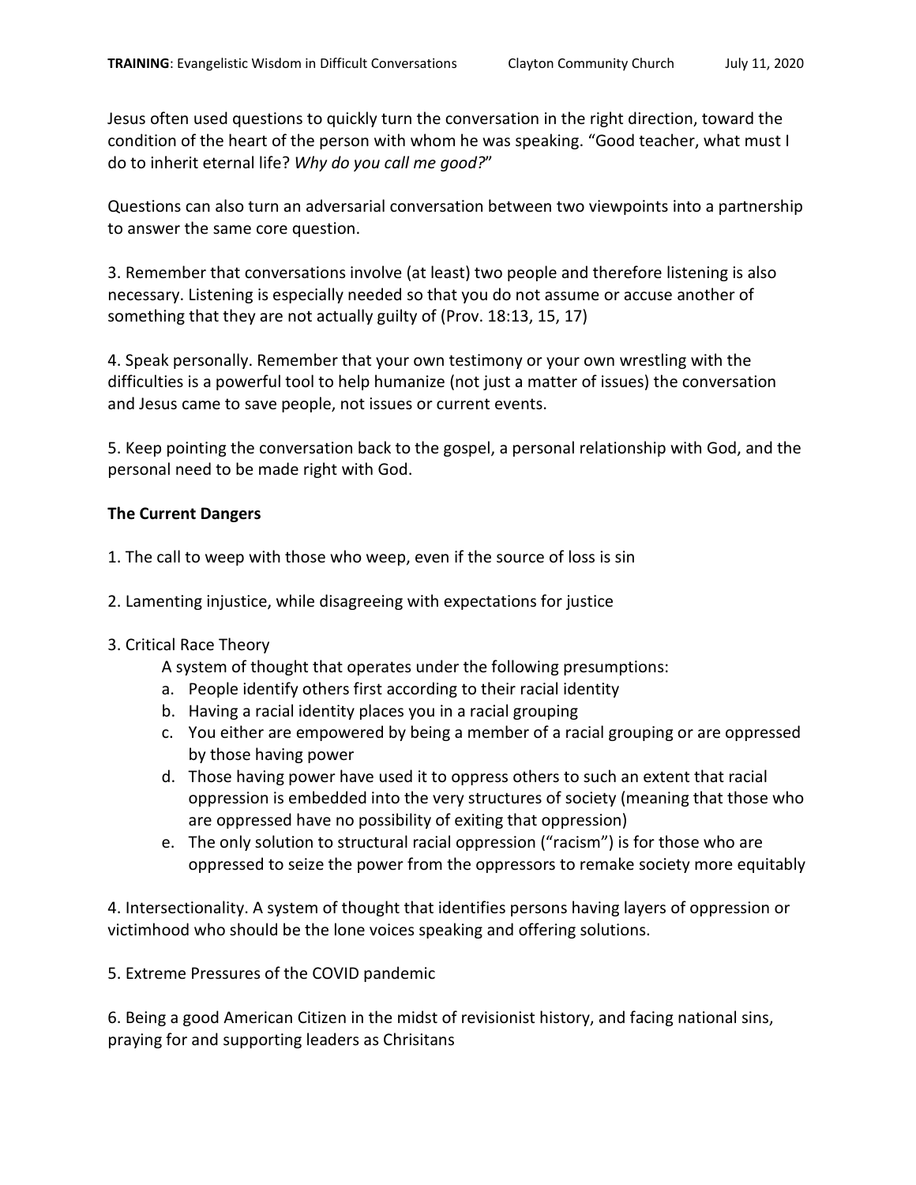Jesus often used questions to quickly turn the conversation in the right direction, toward the condition of the heart of the person with whom he was speaking. "Good teacher, what must I do to inherit eternal life? *Why do you call me good?*"

Questions can also turn an adversarial conversation between two viewpoints into a partnership to answer the same core question.

3. Remember that conversations involve (at least) two people and therefore listening is also necessary. Listening is especially needed so that you do not assume or accuse another of something that they are not actually guilty of (Prov. 18:13, 15, 17)

4. Speak personally. Remember that your own testimony or your own wrestling with the difficulties is a powerful tool to help humanize (not just a matter of issues) the conversation and Jesus came to save people, not issues or current events.

5. Keep pointing the conversation back to the gospel, a personal relationship with God, and the personal need to be made right with God.

**The Current Dangers**

1. The call to weep with those who weep, even if the source of loss is sin

2. Lamenting injustice, while disagreeing with expectations for justice

3. Critical Race Theory

   A system of thought that operates under the following presumptions:

   a. People identify others first according to their racial identity
   b. Having a racial identity places you in a racial grouping
   c. You either are empowered by being a member of a racial grouping or are oppressed by those having power
   d. Those having power have used it to oppress others to such an extent that racial oppression is embedded into the very structures of society (meaning that those who are oppressed have no possibility of exiting that oppression)
   e. The only solution to structural racial oppression ("racism") is for those who are oppressed to seize the power from the oppressors to remake society more equitably

4. Intersectionality. A system of thought that identifies persons having layers of oppression or victimhood who should be the lone voices speaking and offering solutions.

5. Extreme Pressures of the COVID pandemic

6. Being a good American Citizen in the midst of revisionist history, and facing national sins, praying for and supporting leaders as Chrisitans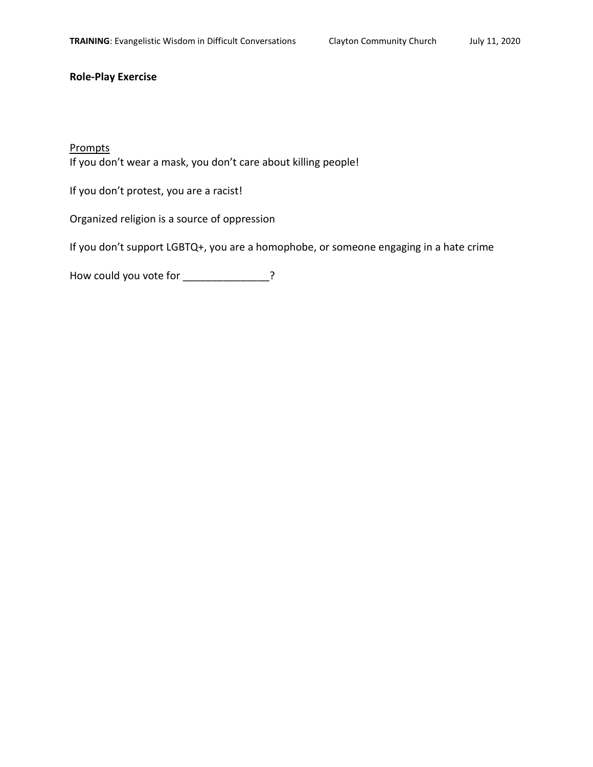**Role-Play Exercise**

<u>Prompts</u>

If you don't wear a mask, you don't care about killing people!

If you don't protest, you are a racist!

Organized religion is a source of oppression

If you don't support LGBTQ+, you are a homophobe, or someone engaging in a hate crime

How could you vote for _______________?